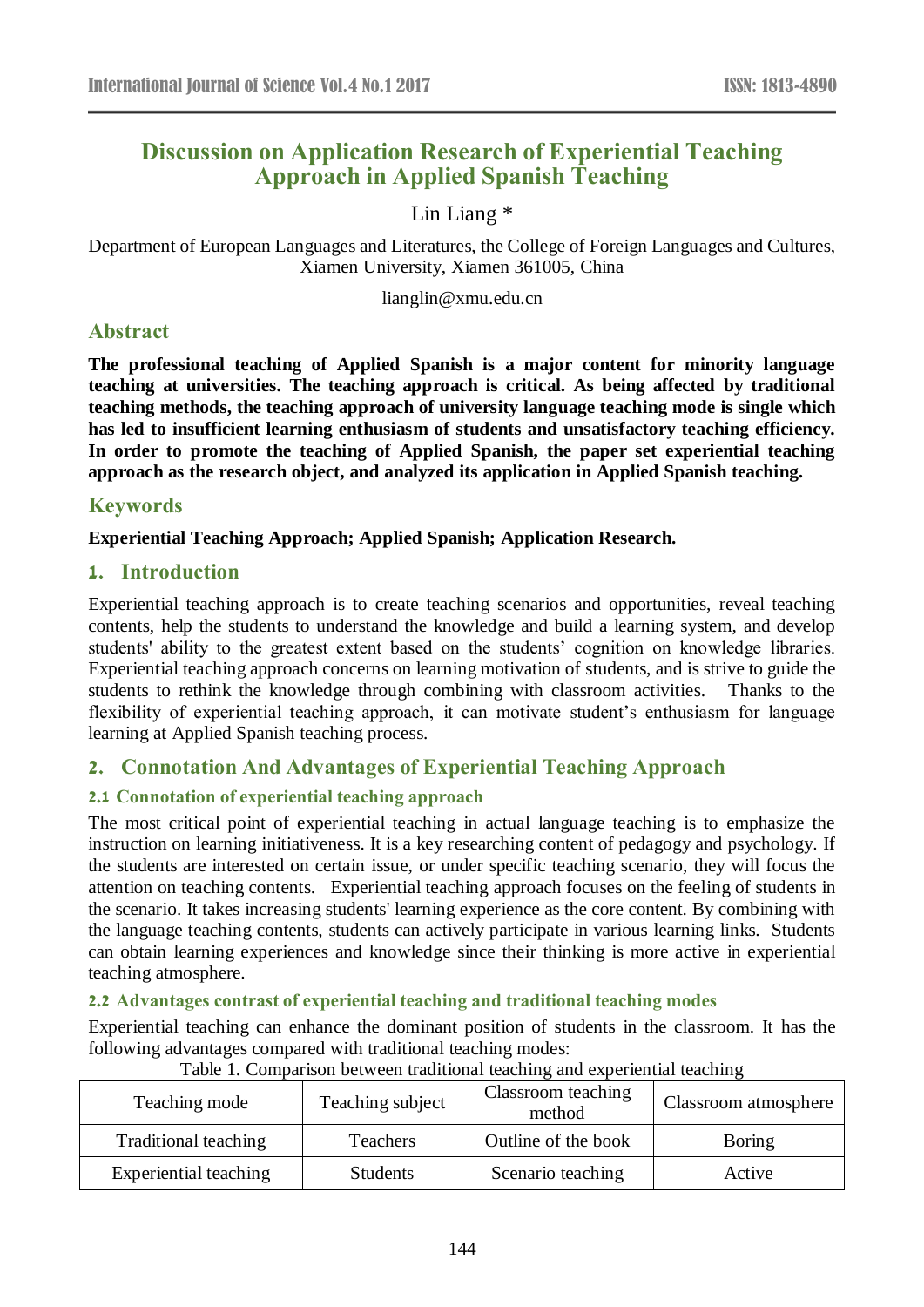# Discussion on Application Research of Experiential Teaching Approach in Applied Spanish Teaching

Lin Liang *

Department of European Languages and Literatures, the College of Foreign Languages and Cultures, Xiamen University, Xiamen 361005, China

lianglin@xmu.edu.cn

## Abstract

**The professional teaching of Applied Spanish is a major content for minority language teaching at universities. The teaching approach is critical. As being affected by traditional teaching methods, the teaching approach of university language teaching mode is single which has led to insufficient learning enthusiasm of students and unsatisfactory teaching efficiency. In order to promote the teaching of Applied Spanish, the paper set experiential teaching approach as the research object, and analyzed its application in Applied Spanish teaching.**

## Keywords

**Experiential Teaching Approach; Applied Spanish; Application Research.**

## 1. Introduction

Experiential teaching approach is to create teaching scenarios and opportunities, reveal teaching contents, help the students to understand the knowledge and build a learning system, and develop students' ability to the greatest extent based on the students' cognition on knowledge libraries. Experiential teaching approach concerns on learning motivation of students, and is strive to guide the students to rethink the knowledge through combining with classroom activities. Thanks to the flexibility of experiential teaching approach, it can motivate student's enthusiasm for language learning at Applied Spanish teaching process.

## 2. Connotation And Advantages of Experiential Teaching Approach

### 2.1 Connotation of experiential teaching approach

The most critical point of experiential teaching in actual language teaching is to emphasize the instruction on learning initiativeness. It is a key researching content of pedagogy and psychology. If the students are interested on certain issue, or under specific teaching scenario, they will focus the attention on teaching contents. Experiential teaching approach focuses on the feeling of students in the scenario. It takes increasing students' learning experience as the core content. By combining with the language teaching contents, students can actively participate in various learning links. Students can obtain learning experiences and knowledge since their thinking is more active in experiential teaching atmosphere.

### 2.2 Advantages contrast of experiential teaching and traditional teaching modes

Experiential teaching can enhance the dominant position of students in the classroom. It has the following advantages compared with traditional teaching modes:

Table 1. Comparison between traditional teaching and experiential teaching

| Teaching mode | Teaching subject | Classroom teaching method | Classroom atmosphere |
|---|---|---|---|
| Traditional teaching | Teachers | Outline of the book | Boring |
| Experiential teaching | Students | Scenario teaching | Active |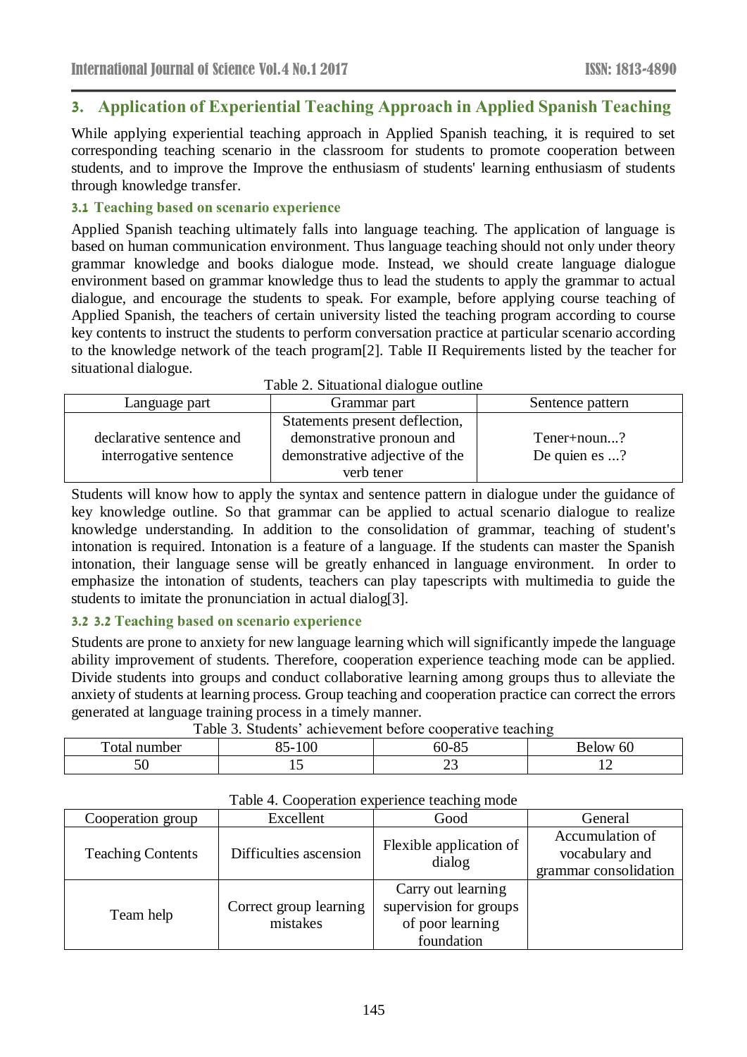## 3. Application of Experiential Teaching Approach in Applied Spanish Teaching

While applying experiential teaching approach in Applied Spanish teaching, it is required to set corresponding teaching scenario in the classroom for students to promote cooperation between students, and to improve the Improve the enthusiasm of students' learning enthusiasm of students through knowledge transfer.

### 3.1 Teaching based on scenario experience

Applied Spanish teaching ultimately falls into language teaching. The application of language is based on human communication environment. Thus language teaching should not only under theory grammar knowledge and books dialogue mode. Instead, we should create language dialogue environment based on grammar knowledge thus to lead the students to apply the grammar to actual dialogue, and encourage the students to speak. For example, before applying course teaching of Applied Spanish, the teachers of certain university listed the teaching program according to course key contents to instruct the students to perform conversation practice at particular scenario according to the knowledge network of the teach program[2]. Table II Requirements listed by the teacher for situational dialogue.

Table 2. Situational dialogue outline

| Language part | Grammar part | Sentence pattern |
|---|---|---|
| declarative sentence and interrogative sentence | Statements present deflection, demonstrative pronoun and demonstrative adjective of the verb tener | Tener+noun...?<br>De quien es ...? |

Students will know how to apply the syntax and sentence pattern in dialogue under the guidance of key knowledge outline. So that grammar can be applied to actual scenario dialogue to realize knowledge understanding. In addition to the consolidation of grammar, teaching of student's intonation is required. Intonation is a feature of a language. If the students can master the Spanish intonation, their language sense will be greatly enhanced in language environment. In order to emphasize the intonation of students, teachers can play tapescripts with multimedia to guide the students to imitate the pronunciation in actual dialog[3].

### 3.2 3.2 Teaching based on scenario experience

Students are prone to anxiety for new language learning which will significantly impede the language ability improvement of students. Therefore, cooperation experience teaching mode can be applied. Divide students into groups and conduct collaborative learning among groups thus to alleviate the anxiety of students at learning process. Group teaching and cooperation practice can correct the errors generated at language training process in a timely manner.

Table 3. Students' achievement before cooperative teaching

| Total number | 85-100 | 60-85 | Below 60 |
|---|---|---|---|
| 50 | 15 | 23 | 12 |

Table 4. Cooperation experience teaching mode

| Cooperation group | Excellent | Good | General |
|---|---|---|---|
| Teaching Contents | Difficulties ascension | Flexible application of dialog | Accumulation of vocabulary and grammar consolidation |
| Team help | Correct group learning mistakes | Carry out learning supervision for groups of poor learning foundation | |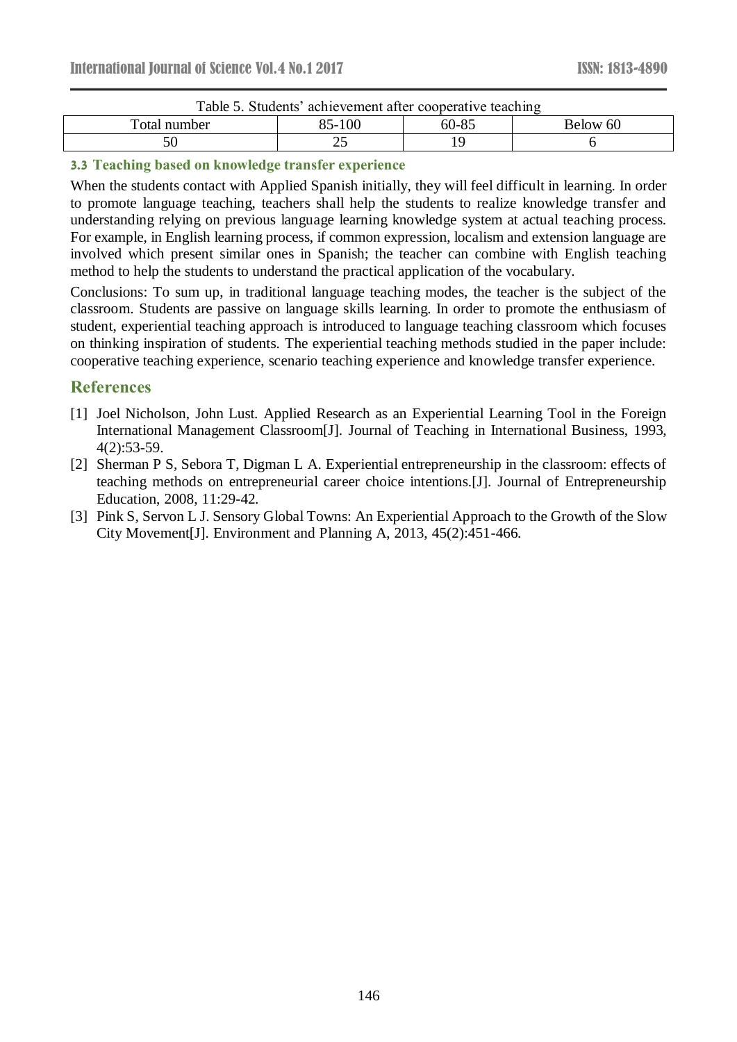Table 5. Students' achievement after cooperative teaching

| Total number | 85-100 | 60-85 | Below 60 |
|---|---|---|---|
| 50 | 25 | 19 | 6 |

### 3.3 Teaching based on knowledge transfer experience

When the students contact with Applied Spanish initially, they will feel difficult in learning. In order to promote language teaching, teachers shall help the students to realize knowledge transfer and understanding relying on previous language learning knowledge system at actual teaching process. For example, in English learning process, if common expression, localism and extension language are involved which present similar ones in Spanish; the teacher can combine with English teaching method to help the students to understand the practical application of the vocabulary.

Conclusions: To sum up, in traditional language teaching modes, the teacher is the subject of the classroom. Students are passive on language skills learning. In order to promote the enthusiasm of student, experiential teaching approach is introduced to language teaching classroom which focuses on thinking inspiration of students. The experiential teaching methods studied in the paper include: cooperative teaching experience, scenario teaching experience and knowledge transfer experience.

## References

[1] Joel Nicholson, John Lust. Applied Research as an Experiential Learning Tool in the Foreign International Management Classroom[J]. Journal of Teaching in International Business, 1993, 4(2):53-59.

[2] Sherman P S, Sebora T, Digman L A. Experiential entrepreneurship in the classroom: effects of teaching methods on entrepreneurial career choice intentions.[J]. Journal of Entrepreneurship Education, 2008, 11:29-42.

[3] Pink S, Servon L J. Sensory Global Towns: An Experiential Approach to the Growth of the Slow City Movement[J]. Environment and Planning A, 2013, 45(2):451-466.